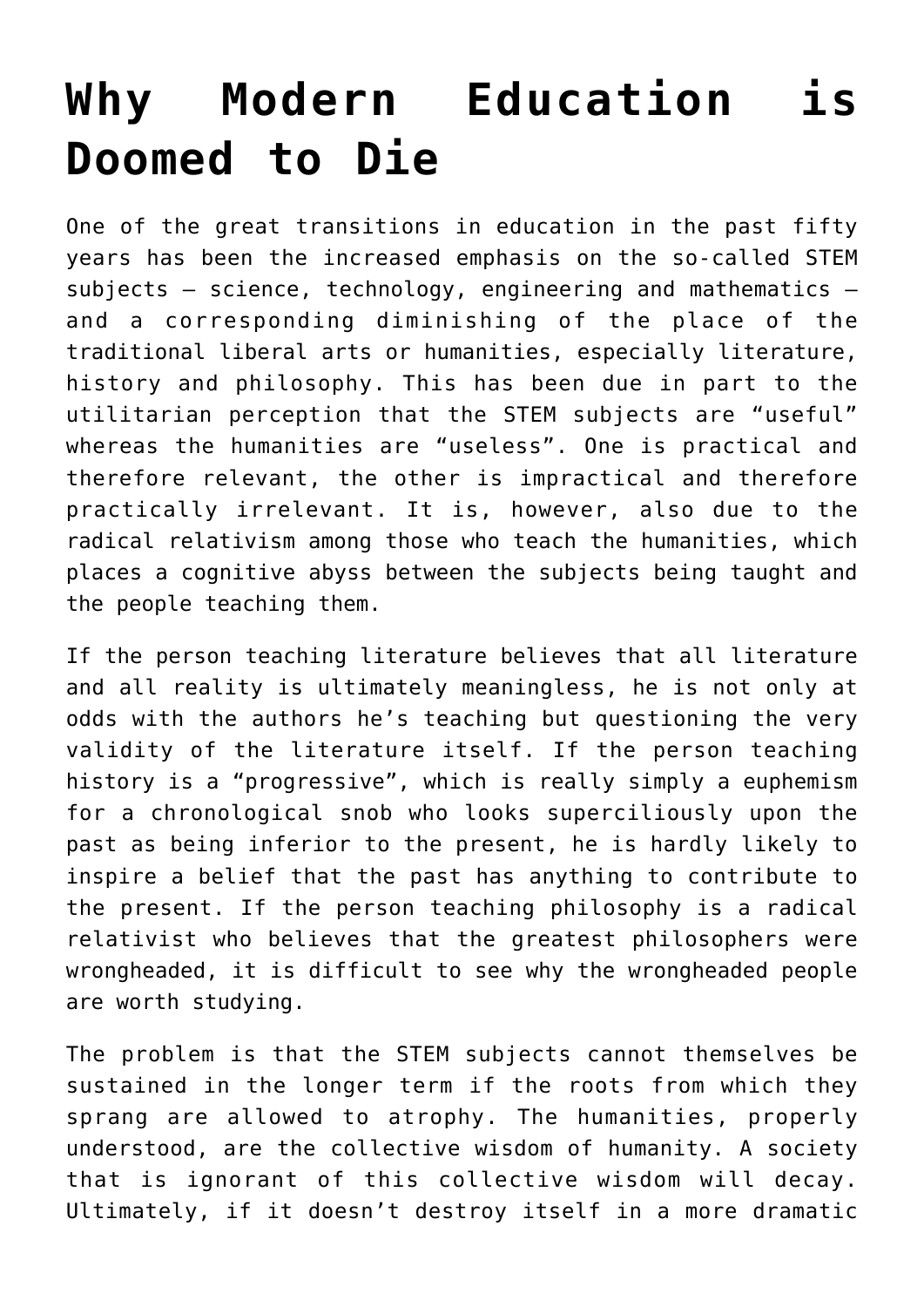# Why Modern Education is Doomed to Die

One of the great transitions in education in the past fifty years has been the increased emphasis on the so-called STEM subjects – science, technology, engineering and mathematics – and a corresponding diminishing of the place of the traditional liberal arts or humanities, especially literature, history and philosophy. This has been due in part to the utilitarian perception that the STEM subjects are "useful" whereas the humanities are "useless". One is practical and therefore relevant, the other is impractical and therefore practically irrelevant. It is, however, also due to the radical relativism among those who teach the humanities, which places a cognitive abyss between the subjects being taught and the people teaching them.

If the person teaching literature believes that all literature and all reality is ultimately meaningless, he is not only at odds with the authors he's teaching but questioning the very validity of the literature itself. If the person teaching history is a "progressive", which is really simply a euphemism for a chronological snob who looks superciliously upon the past as being inferior to the present, he is hardly likely to inspire a belief that the past has anything to contribute to the present. If the person teaching philosophy is a radical relativist who believes that the greatest philosophers were wrongheaded, it is difficult to see why the wrongheaded people are worth studying.

The problem is that the STEM subjects cannot themselves be sustained in the longer term if the roots from which they sprang are allowed to atrophy. The humanities, properly understood, are the collective wisdom of humanity. A society that is ignorant of this collective wisdom will decay. Ultimately, if it doesn't destroy itself in a more dramatic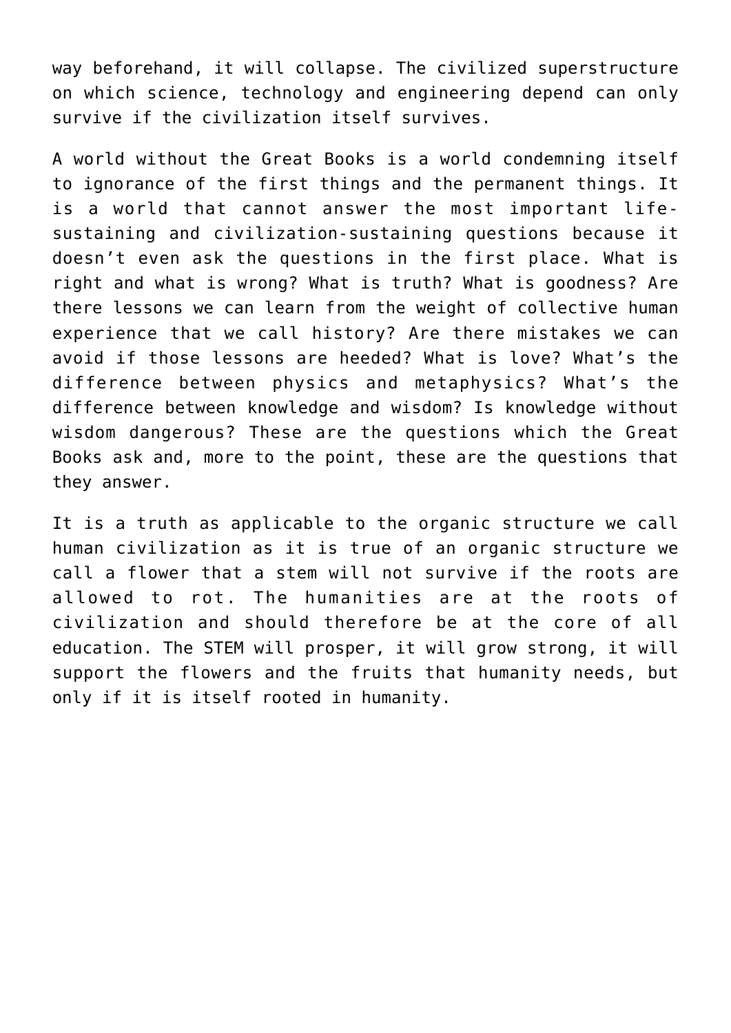way beforehand, it will collapse. The civilized superstructure on which science, technology and engineering depend can only survive if the civilization itself survives.

A world without the Great Books is a world condemning itself to ignorance of the first things and the permanent things. It is a world that cannot answer the most important life-sustaining and civilization-sustaining questions because it doesn't even ask the questions in the first place. What is right and what is wrong? What is truth? What is goodness? Are there lessons we can learn from the weight of collective human experience that we call history? Are there mistakes we can avoid if those lessons are heeded? What is love? What's the difference between physics and metaphysics? What's the difference between knowledge and wisdom? Is knowledge without wisdom dangerous? These are the questions which the Great Books ask and, more to the point, these are the questions that they answer.

It is a truth as applicable to the organic structure we call human civilization as it is true of an organic structure we call a flower that a stem will not survive if the roots are allowed to rot. The humanities are at the roots of civilization and should therefore be at the core of all education. The STEM will prosper, it will grow strong, it will support the flowers and the fruits that humanity needs, but only if it is itself rooted in humanity.